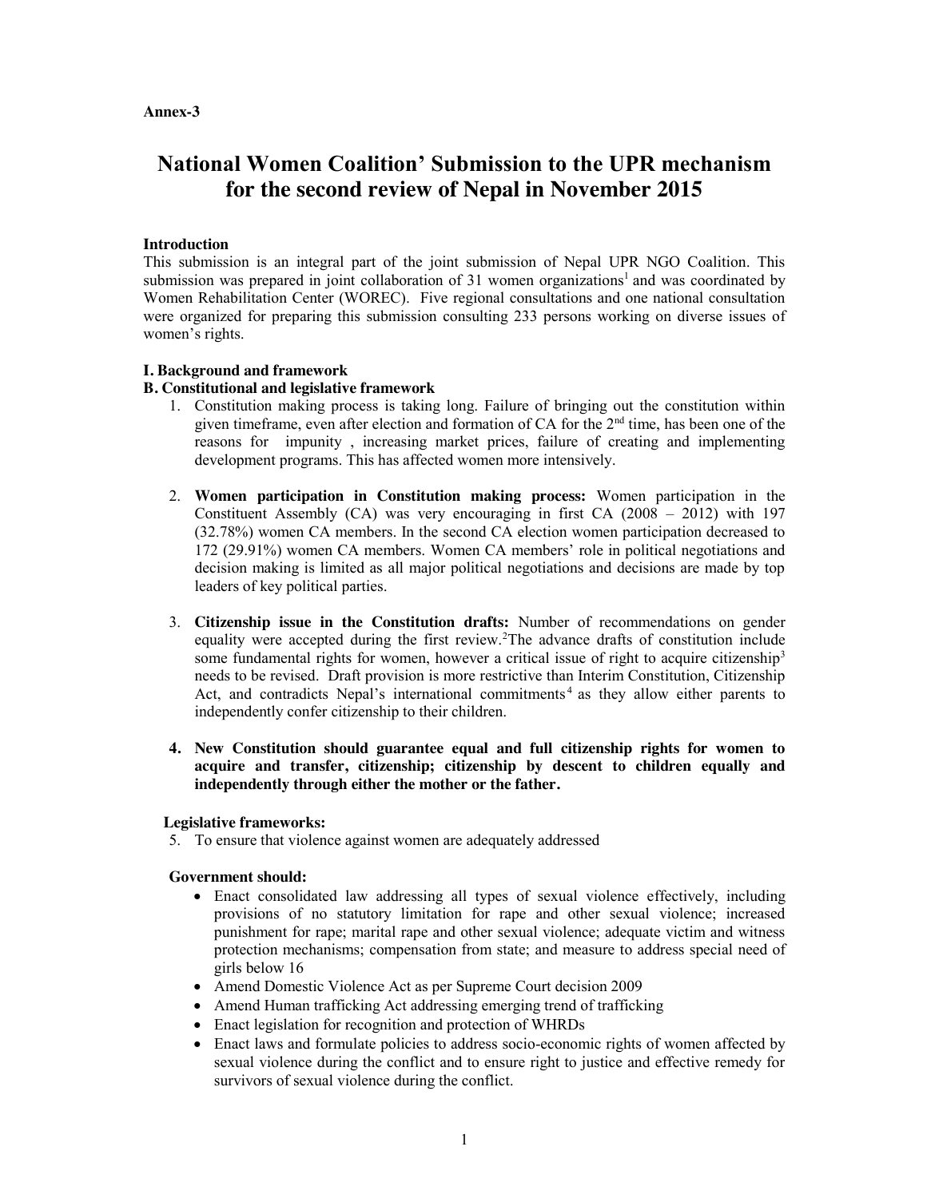**Annex-3**

# National Women Coalition' Submission to the UPR mechanism for the second review of Nepal in November 2015

### Introduction

This submission is an integral part of the joint submission of Nepal UPR NGO Coalition. This submission was prepared in joint collaboration of 31 women organizations[1] and was coordinated by Women Rehabilitation Center (WOREC). Five regional consultations and one national consultation were organized for preparing this submission consulting 233 persons working on diverse issues of women's rights.

### I. Background and framework

### B. Constitutional and legislative framework

1. Constitution making process is taking long. Failure of bringing out the constitution within given timeframe, even after election and formation of CA for the 2nd time, has been one of the reasons for impunity , increasing market prices, failure of creating and implementing development programs. This has affected women more intensively.

2. **Women participation in Constitution making process:** Women participation in the Constituent Assembly (CA) was very encouraging in first CA (2008 – 2012) with 197 (32.78%) women CA members. In the second CA election women participation decreased to 172 (29.91%) women CA members. Women CA members' role in political negotiations and decision making is limited as all major political negotiations and decisions are made by top leaders of key political parties.

3. **Citizenship issue in the Constitution drafts:** Number of recommendations on gender equality were accepted during the first review.[2] The advance drafts of constitution include some fundamental rights for women, however a critical issue of right to acquire citizenship[3] needs to be revised. Draft provision is more restrictive than Interim Constitution, Citizenship Act, and contradicts Nepal's international commitments[4] as they allow either parents to independently confer citizenship to their children.

4. **New Constitution should guarantee equal and full citizenship rights for women to acquire and transfer, citizenship; citizenship by descent to children equally and independently through either the mother or the father.**

**Legislative frameworks:**

5. To ensure that violence against women are adequately addressed

**Government should:**

- Enact consolidated law addressing all types of sexual violence effectively, including provisions of no statutory limitation for rape and other sexual violence; increased punishment for rape; marital rape and other sexual violence; adequate victim and witness protection mechanisms; compensation from state; and measure to address special need of girls below 16
- Amend Domestic Violence Act as per Supreme Court decision 2009
- Amend Human trafficking Act addressing emerging trend of trafficking
- Enact legislation for recognition and protection of WHRDs
- Enact laws and formulate policies to address socio-economic rights of women affected by sexual violence during the conflict and to ensure right to justice and effective remedy for survivors of sexual violence during the conflict.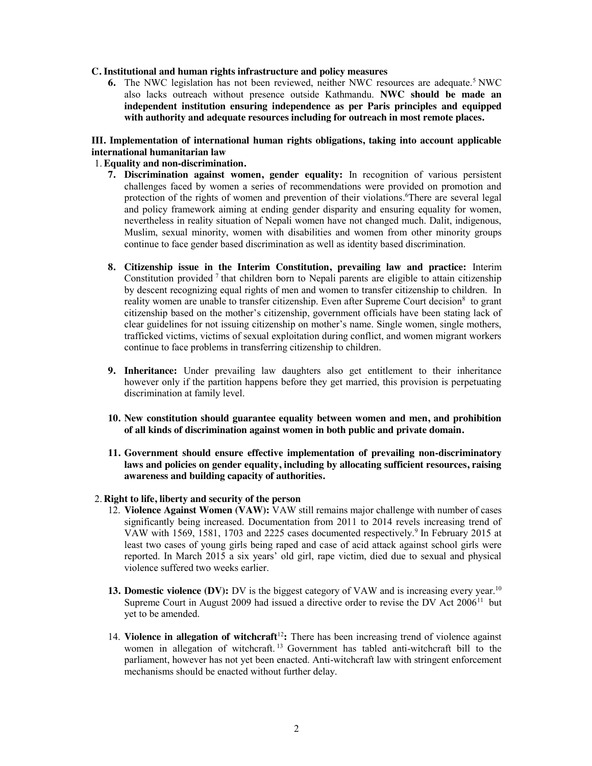**C. Institutional and human rights infrastructure and policy measures**

6. The NWC legislation has not been reviewed, neither NWC resources are adequate.[5] NWC also lacks outreach without presence outside Kathmandu. **NWC should be made an independent institution ensuring independence as per Paris principles and equipped with authority and adequate resources including for outreach in most remote places.**

**III. Implementation of international human rights obligations, taking into account applicable international humanitarian law**

1. **Equality and non-discrimination.**

7. **Discrimination against women, gender equality:** In recognition of various persistent challenges faced by women a series of recommendations were provided on promotion and protection of the rights of women and prevention of their violations.[6]There are several legal and policy framework aiming at ending gender disparity and ensuring equality for women, nevertheless in reality situation of Nepali women have not changed much. Dalit, indigenous, Muslim, sexual minority, women with disabilities and women from other minority groups continue to face gender based discrimination as well as identity based discrimination.

8. **Citizenship issue in the Interim Constitution, prevailing law and practice:** Interim Constitution provided [7] that children born to Nepali parents are eligible to attain citizenship by descent recognizing equal rights of men and women to transfer citizenship to children. In reality women are unable to transfer citizenship. Even after Supreme Court decision[8] to grant citizenship based on the mother's citizenship, government officials have been stating lack of clear guidelines for not issuing citizenship on mother's name. Single women, single mothers, trafficked victims, victims of sexual exploitation during conflict, and women migrant workers continue to face problems in transferring citizenship to children.

9. **Inheritance:** Under prevailing law daughters also get entitlement to their inheritance however only if the partition happens before they get married, this provision is perpetuating discrimination at family level.

10. **New constitution should guarantee equality between women and men, and prohibition of all kinds of discrimination against women in both public and private domain.**

11. **Government should ensure effective implementation of prevailing non-discriminatory laws and policies on gender equality, including by allocating sufficient resources, raising awareness and building capacity of authorities.**

2. **Right to life, liberty and security of the person**

12. **Violence Against Women (VAW):** VAW still remains major challenge with number of cases significantly being increased. Documentation from 2011 to 2014 revels increasing trend of VAW with 1569, 1581, 1703 and 2225 cases documented respectively.[9] In February 2015 at least two cases of young girls being raped and case of acid attack against school girls were reported. In March 2015 a six years' old girl, rape victim, died due to sexual and physical violence suffered two weeks earlier.

13. **Domestic violence (DV):** DV is the biggest category of VAW and is increasing every year.[10] Supreme Court in August 2009 had issued a directive order to revise the DV Act 2006[11] but yet to be amended.

14. **Violence in allegation of witchcraft**[12]**:** There has been increasing trend of violence against women in allegation of witchcraft.[13] Government has tabled anti-witchcraft bill to the parliament, however has not yet been enacted. Anti-witchcraft law with stringent enforcement mechanisms should be enacted without further delay.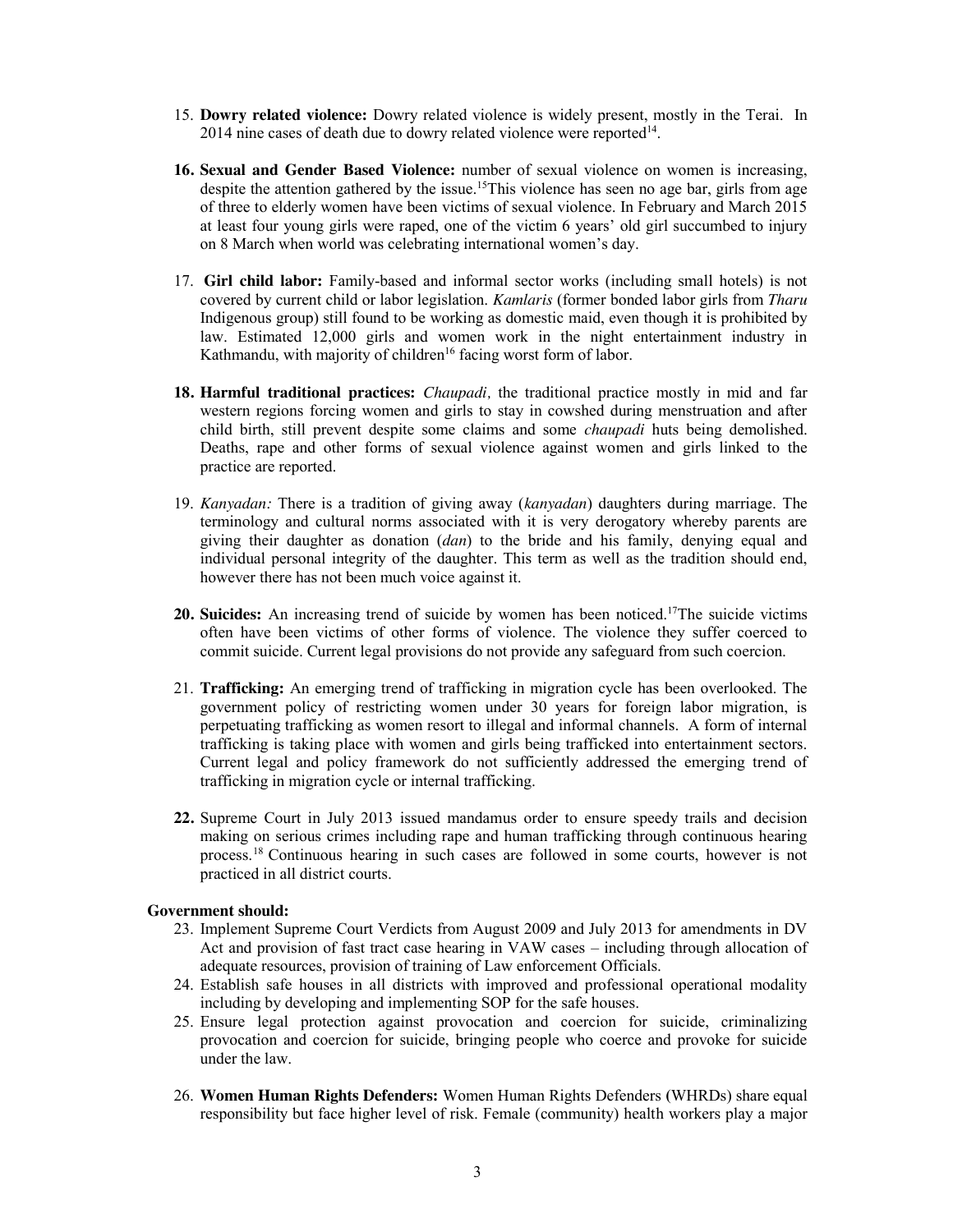15. **Dowry related violence:** Dowry related violence is widely present, mostly in the Terai. In 2014 nine cases of death due to dowry related violence were reported[14].

16. **Sexual and Gender Based Violence:** number of sexual violence on women is increasing, despite the attention gathered by the issue.[15]This violence has seen no age bar, girls from age of three to elderly women have been victims of sexual violence. In February and March 2015 at least four young girls were raped, one of the victim 6 years' old girl succumbed to injury on 8 March when world was celebrating international women's day.

17. **Girl child labor:** Family-based and informal sector works (including small hotels) is not covered by current child or labor legislation. *Kamlaris* (former bonded labor girls from *Tharu* Indigenous group) still found to be working as domestic maid, even though it is prohibited by law. Estimated 12,000 girls and women work in the night entertainment industry in Kathmandu, with majority of children[16] facing worst form of labor.

18. **Harmful traditional practices:** *Chaupadi,* the traditional practice mostly in mid and far western regions forcing women and girls to stay in cowshed during menstruation and after child birth, still prevent despite some claims and some *chaupadi* huts being demolished. Deaths, rape and other forms of sexual violence against women and girls linked to the practice are reported.

19. *Kanyadan:* There is a tradition of giving away (*kanyadan*) daughters during marriage. The terminology and cultural norms associated with it is very derogatory whereby parents are giving their daughter as donation (*dan*) to the bride and his family, denying equal and individual personal integrity of the daughter. This term as well as the tradition should end, however there has not been much voice against it.

20. **Suicides:** An increasing trend of suicide by women has been noticed.[17]The suicide victims often have been victims of other forms of violence. The violence they suffer coerced to commit suicide. Current legal provisions do not provide any safeguard from such coercion.

21. **Trafficking:** An emerging trend of trafficking in migration cycle has been overlooked. The government policy of restricting women under 30 years for foreign labor migration, is perpetuating trafficking as women resort to illegal and informal channels. A form of internal trafficking is taking place with women and girls being trafficked into entertainment sectors. Current legal and policy framework do not sufficiently addressed the emerging trend of trafficking in migration cycle or internal trafficking.

22. Supreme Court in July 2013 issued mandamus order to ensure speedy trails and decision making on serious crimes including rape and human trafficking through continuous hearing process.[18] Continuous hearing in such cases are followed in some courts, however is not practiced in all district courts.

**Government should:**

23. Implement Supreme Court Verdicts from August 2009 and July 2013 for amendments in DV Act and provision of fast tract case hearing in VAW cases – including through allocation of adequate resources, provision of training of Law enforcement Officials.
24. Establish safe houses in all districts with improved and professional operational modality including by developing and implementing SOP for the safe houses.
25. Ensure legal protection against provocation and coercion for suicide, criminalizing provocation and coercion for suicide, bringing people who coerce and provoke for suicide under the law.

26. **Women Human Rights Defenders:** Women Human Rights Defenders (WHRDs) share equal responsibility but face higher level of risk. Female (community) health workers play a major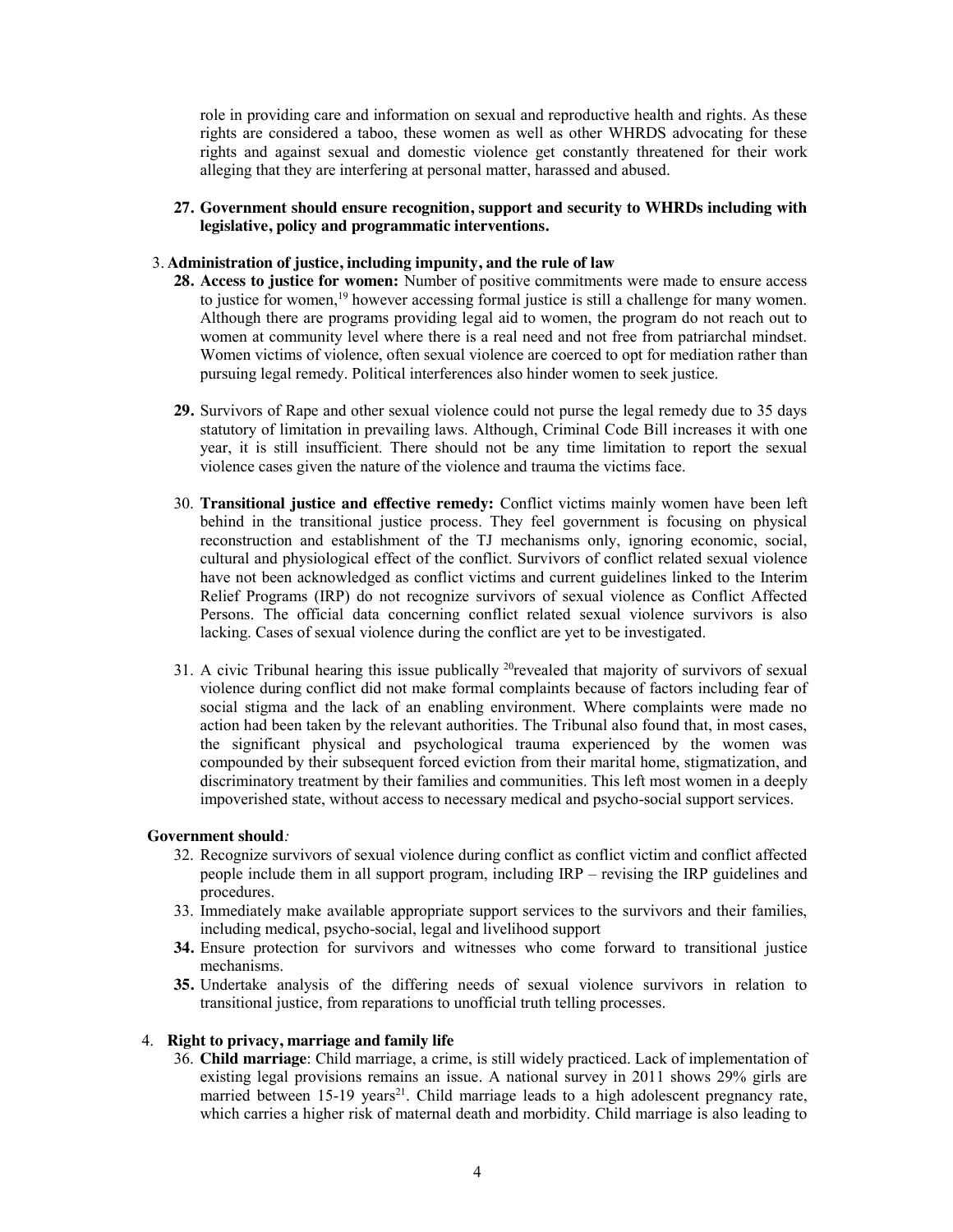role in providing care and information on sexual and reproductive health and rights. As these rights are considered a taboo, these women as well as other WHRDS advocating for these rights and against sexual and domestic violence get constantly threatened for their work alleging that they are interfering at personal matter, harassed and abused.

**27. Government should ensure recognition, support and security to WHRDs including with legislative, policy and programmatic interventions.**

3. **Administration of justice, including impunity, and the rule of law**

**28. Access to justice for women:** Number of positive commitments were made to ensure access to justice for women,[19] however accessing formal justice is still a challenge for many women. Although there are programs providing legal aid to women, the program do not reach out to women at community level where there is a real need and not free from patriarchal mindset. Women victims of violence, often sexual violence are coerced to opt for mediation rather than pursuing legal remedy. Political interferences also hinder women to seek justice.

**29.** Survivors of Rape and other sexual violence could not purse the legal remedy due to 35 days statutory of limitation in prevailing laws. Although, Criminal Code Bill increases it with one year, it is still insufficient. There should not be any time limitation to report the sexual violence cases given the nature of the violence and trauma the victims face.

30. **Transitional justice and effective remedy:** Conflict victims mainly women have been left behind in the transitional justice process. They feel government is focusing on physical reconstruction and establishment of the TJ mechanisms only, ignoring economic, social, cultural and physiological effect of the conflict. Survivors of conflict related sexual violence have not been acknowledged as conflict victims and current guidelines linked to the Interim Relief Programs (IRP) do not recognize survivors of sexual violence as Conflict Affected Persons. The official data concerning conflict related sexual violence survivors is also lacking. Cases of sexual violence during the conflict are yet to be investigated.

31. A civic Tribunal hearing this issue publically [20]revealed that majority of survivors of sexual violence during conflict did not make formal complaints because of factors including fear of social stigma and the lack of an enabling environment. Where complaints were made no action had been taken by the relevant authorities. The Tribunal also found that, in most cases, the significant physical and psychological trauma experienced by the women was compounded by their subsequent forced eviction from their marital home, stigmatization, and discriminatory treatment by their families and communities. This left most women in a deeply impoverished state, without access to necessary medical and psycho-social support services.

**Government should***:*

32. Recognize survivors of sexual violence during conflict as conflict victim and conflict affected people include them in all support program, including IRP – revising the IRP guidelines and procedures.
33. Immediately make available appropriate support services to the survivors and their families, including medical, psycho-social, legal and livelihood support
**34.** Ensure protection for survivors and witnesses who come forward to transitional justice mechanisms.
**35.** Undertake analysis of the differing needs of sexual violence survivors in relation to transitional justice, from reparations to unofficial truth telling processes.

4. **Right to privacy, marriage and family life**

36. **Child marriage**: Child marriage, a crime, is still widely practiced. Lack of implementation of existing legal provisions remains an issue. A national survey in 2011 shows 29% girls are married between 15-19 years[21]. Child marriage leads to a high adolescent pregnancy rate, which carries a higher risk of maternal death and morbidity. Child marriage is also leading to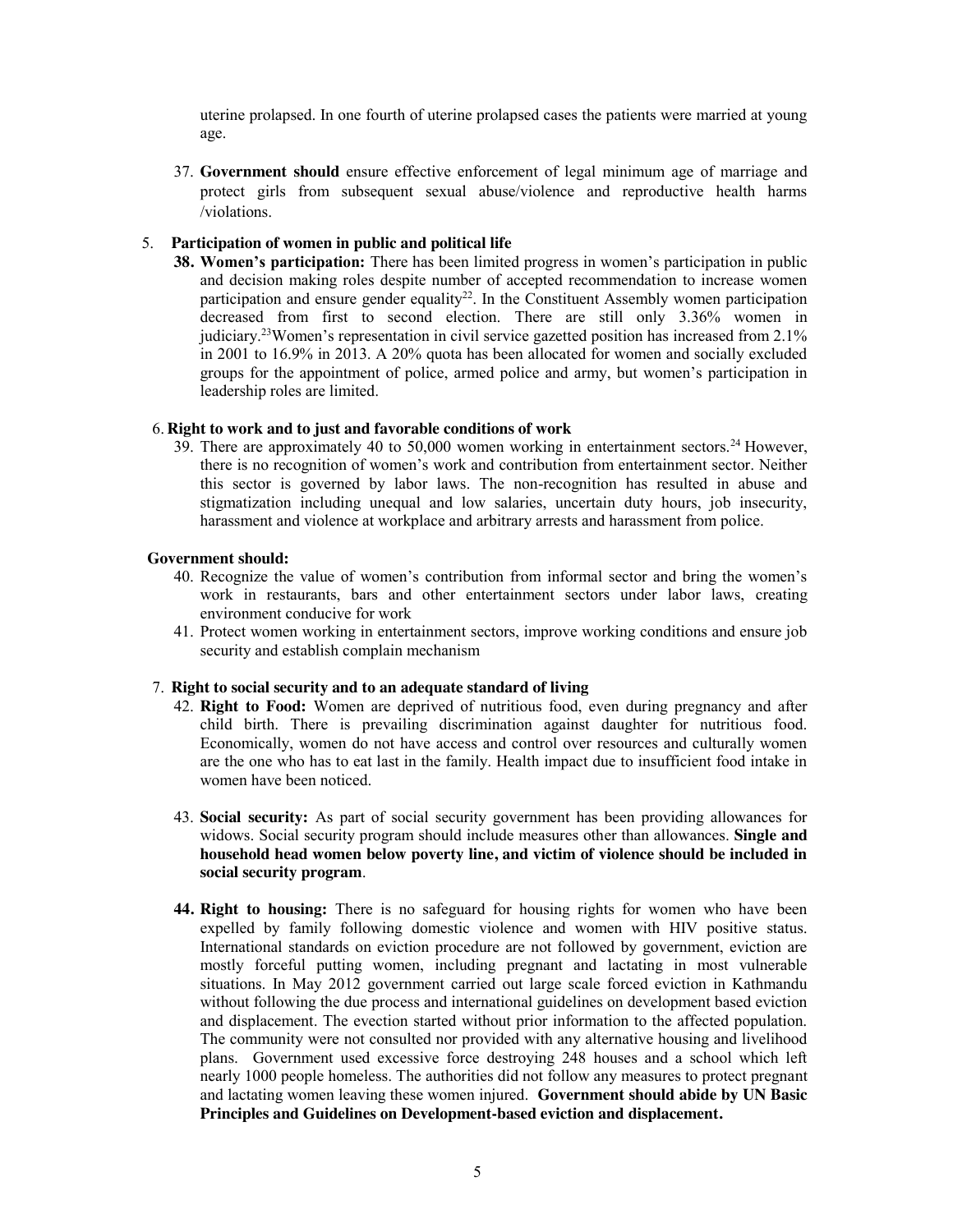uterine prolapsed. In one fourth of uterine prolapsed cases the patients were married at young age.

37. **Government should** ensure effective enforcement of legal minimum age of marriage and protect girls from subsequent sexual abuse/violence and reproductive health harms /violations.

5. **Participation of women in public and political life**

**38. Women's participation:** There has been limited progress in women's participation in public and decision making roles despite number of accepted recommendation to increase women participation and ensure gender equality[22]. In the Constituent Assembly women participation decreased from first to second election. There are still only 3.36% women in judiciary.[23] Women's representation in civil service gazetted position has increased from 2.1% in 2001 to 16.9% in 2013. A 20% quota has been allocated for women and socially excluded groups for the appointment of police, armed police and army, but women's participation in leadership roles are limited.

6. **Right to work and to just and favorable conditions of work**

39. There are approximately 40 to 50,000 women working in entertainment sectors.[24] However, there is no recognition of women's work and contribution from entertainment sector. Neither this sector is governed by labor laws. The non-recognition has resulted in abuse and stigmatization including unequal and low salaries, uncertain duty hours, job insecurity, harassment and violence at workplace and arbitrary arrests and harassment from police.

**Government should:**

40. Recognize the value of women's contribution from informal sector and bring the women's work in restaurants, bars and other entertainment sectors under labor laws, creating environment conducive for work
41. Protect women working in entertainment sectors, improve working conditions and ensure job security and establish complain mechanism

7. **Right to social security and to an adequate standard of living**

42. **Right to Food:** Women are deprived of nutritious food, even during pregnancy and after child birth. There is prevailing discrimination against daughter for nutritious food. Economically, women do not have access and control over resources and culturally women are the one who has to eat last in the family. Health impact due to insufficient food intake in women have been noticed.

43. **Social security:** As part of social security government has been providing allowances for widows. Social security program should include measures other than allowances. **Single and household head women below poverty line, and victim of violence should be included in social security program**.

**44. Right to housing:** There is no safeguard for housing rights for women who have been expelled by family following domestic violence and women with HIV positive status. International standards on eviction procedure are not followed by government, eviction are mostly forceful putting women, including pregnant and lactating in most vulnerable situations. In May 2012 government carried out large scale forced eviction in Kathmandu without following the due process and international guidelines on development based eviction and displacement. The evection started without prior information to the affected population. The community were not consulted nor provided with any alternative housing and livelihood plans. Government used excessive force destroying 248 houses and a school which left nearly 1000 people homeless. The authorities did not follow any measures to protect pregnant and lactating women leaving these women injured. **Government should abide by UN Basic Principles and Guidelines on Development-based eviction and displacement.**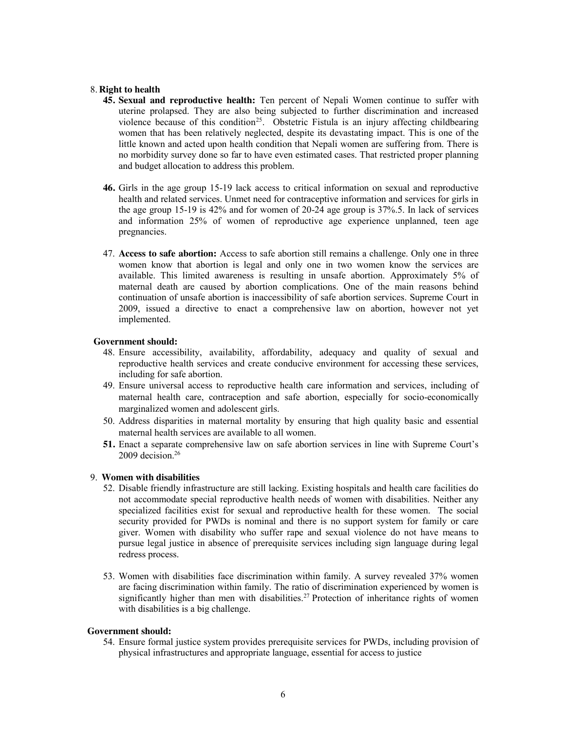8. **Right to health**

**45. Sexual and reproductive health:** Ten percent of Nepali Women continue to suffer with uterine prolapsed. They are also being subjected to further discrimination and increased violence because of this condition[25]. Obstetric Fistula is an injury affecting childbearing women that has been relatively neglected, despite its devastating impact. This is one of the little known and acted upon health condition that Nepali women are suffering from. There is no morbidity survey done so far to have even estimated cases. That restricted proper planning and budget allocation to address this problem.

**46.** Girls in the age group 15-19 lack access to critical information on sexual and reproductive health and related services. Unmet need for contraceptive information and services for girls in the age group 15-19 is 42% and for women of 20-24 age group is 37%.5. In lack of services and information 25% of women of reproductive age experience unplanned, teen age pregnancies.

47. **Access to safe abortion:** Access to safe abortion still remains a challenge. Only one in three women know that abortion is legal and only one in two women know the services are available. This limited awareness is resulting in unsafe abortion. Approximately 5% of maternal death are caused by abortion complications. One of the main reasons behind continuation of unsafe abortion is inaccessibility of safe abortion services. Supreme Court in 2009, issued a directive to enact a comprehensive law on abortion, however not yet implemented.

**Government should:**

48. Ensure accessibility, availability, affordability, adequacy and quality of sexual and reproductive health services and create conducive environment for accessing these services, including for safe abortion.
49. Ensure universal access to reproductive health care information and services, including of maternal health care, contraception and safe abortion, especially for socio-economically marginalized women and adolescent girls.
50. Address disparities in maternal mortality by ensuring that high quality basic and essential maternal health services are available to all women.
**51.** Enact a separate comprehensive law on safe abortion services in line with Supreme Court's 2009 decision.[26]

9. **Women with disabilities**

52. Disable friendly infrastructure are still lacking. Existing hospitals and health care facilities do not accommodate special reproductive health needs of women with disabilities. Neither any specialized facilities exist for sexual and reproductive health for these women. The social security provided for PWDs is nominal and there is no support system for family or care giver. Women with disability who suffer rape and sexual violence do not have means to pursue legal justice in absence of prerequisite services including sign language during legal redress process.

53. Women with disabilities face discrimination within family. A survey revealed 37% women are facing discrimination within family. The ratio of discrimination experienced by women is significantly higher than men with disabilities.[27] Protection of inheritance rights of women with disabilities is a big challenge.

**Government should:**

54. Ensure formal justice system provides prerequisite services for PWDs, including provision of physical infrastructures and appropriate language, essential for access to justice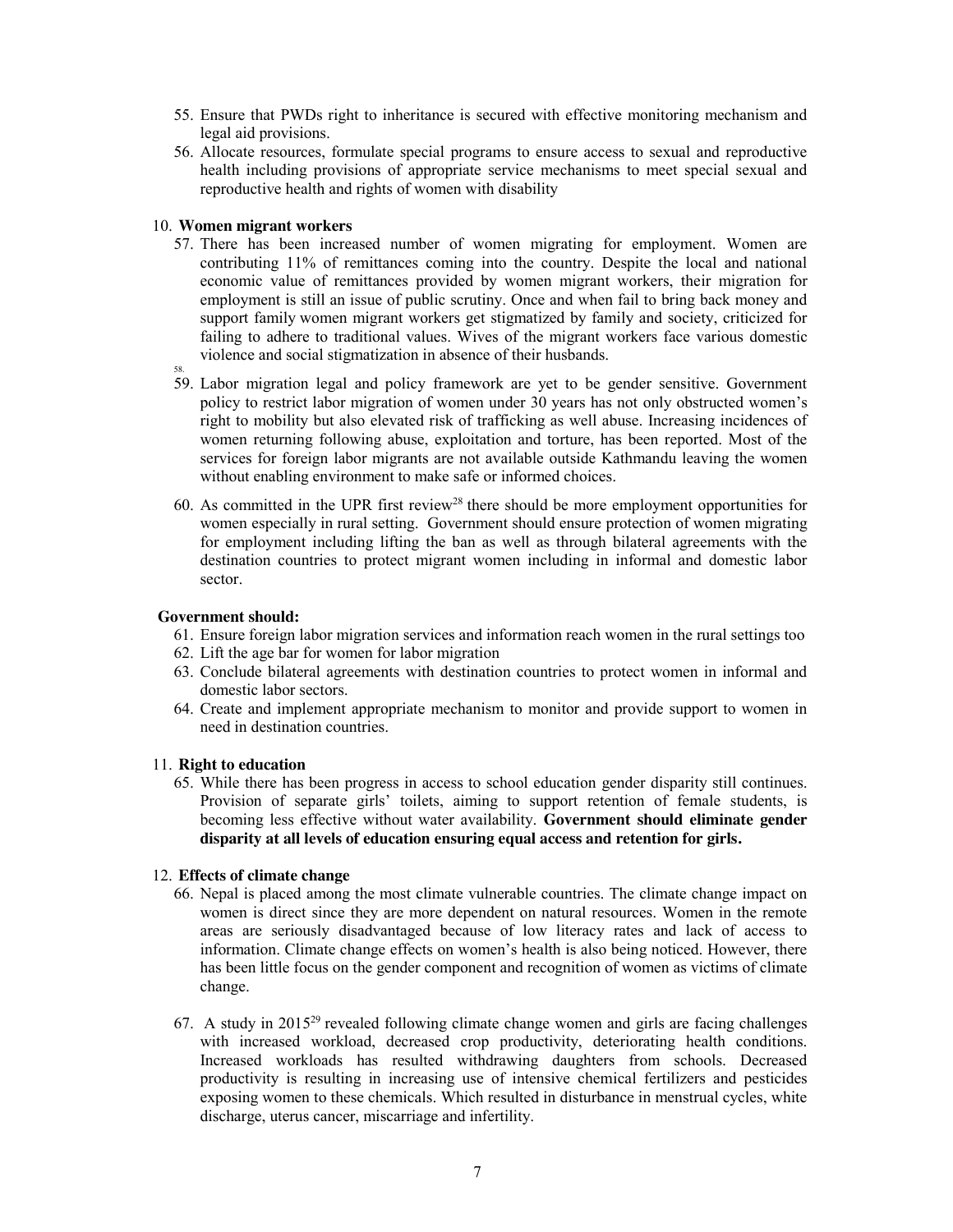55. Ensure that PWDs right to inheritance is secured with effective monitoring mechanism and legal aid provisions.
56. Allocate resources, formulate special programs to ensure access to sexual and reproductive health including provisions of appropriate service mechanisms to meet special sexual and reproductive health and rights of women with disability

## 10. **Women migrant workers**

57. There has been increased number of women migrating for employment. Women are contributing 11% of remittances coming into the country. Despite the local and national economic value of remittances provided by women migrant workers, their migration for employment is still an issue of public scrutiny. Once and when fail to bring back money and support family women migrant workers get stigmatized by family and society, criticized for failing to adhere to traditional values. Wives of the migrant workers face various domestic violence and social stigmatization in absence of their husbands.
58. 
59. Labor migration legal and policy framework are yet to be gender sensitive. Government policy to restrict labor migration of women under 30 years has not only obstructed women's right to mobility but also elevated risk of trafficking as well abuse. Increasing incidences of women returning following abuse, exploitation and torture, has been reported. Most of the services for foreign labor migrants are not available outside Kathmandu leaving the women without enabling environment to make safe or informed choices.
60. As committed in the UPR first review[28] there should be more employment opportunities for women especially in rural setting. Government should ensure protection of women migrating for employment including lifting the ban as well as through bilateral agreements with the destination countries to protect migrant women including in informal and domestic labor sector.

**Government should:**

61. Ensure foreign labor migration services and information reach women in the rural settings too
62. Lift the age bar for women for labor migration
63. Conclude bilateral agreements with destination countries to protect women in informal and domestic labor sectors.
64. Create and implement appropriate mechanism to monitor and provide support to women in need in destination countries.

## 11. **Right to education**

65. While there has been progress in access to school education gender disparity still continues. Provision of separate girls' toilets, aiming to support retention of female students, is becoming less effective without water availability. **Government should eliminate gender disparity at all levels of education ensuring equal access and retention for girls.**

## 12. **Effects of climate change**

66. Nepal is placed among the most climate vulnerable countries. The climate change impact on women is direct since they are more dependent on natural resources. Women in the remote areas are seriously disadvantaged because of low literacy rates and lack of access to information. Climate change effects on women's health is also being noticed. However, there has been little focus on the gender component and recognition of women as victims of climate change.
67. A study in 2015[29] revealed following climate change women and girls are facing challenges with increased workload, decreased crop productivity, deteriorating health conditions. Increased workloads has resulted withdrawing daughters from schools. Decreased productivity is resulting in increasing use of intensive chemical fertilizers and pesticides exposing women to these chemicals. Which resulted in disturbance in menstrual cycles, white discharge, uterus cancer, miscarriage and infertility.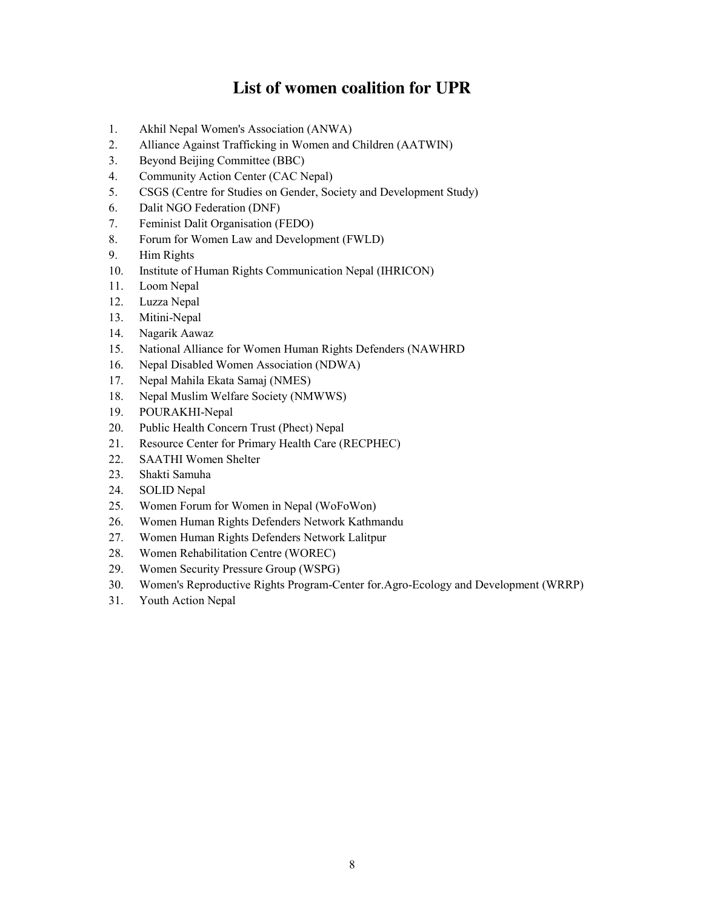# List of women coalition for UPR

1. Akhil Nepal Women's Association (ANWA)
2. Alliance Against Trafficking in Women and Children (AATWIN)
3. Beyond Beijing Committee (BBC)
4. Community Action Center (CAC Nepal)
5. CSGS (Centre for Studies on Gender, Society and Development Study)
6. Dalit NGO Federation (DNF)
7. Feminist Dalit Organisation (FEDO)
8. Forum for Women Law and Development (FWLD)
9. Him Rights
10. Institute of Human Rights Communication Nepal (IHRICON)
11. Loom Nepal
12. Luzza Nepal
13. Mitini-Nepal
14. Nagarik Aawaz
15. National Alliance for Women Human Rights Defenders (NAWHRD
16. Nepal Disabled Women Association (NDWA)
17. Nepal Mahila Ekata Samaj (NMES)
18. Nepal Muslim Welfare Society (NMWWS)
19. POURAKHI-Nepal
20. Public Health Concern Trust (Phect) Nepal
21. Resource Center for Primary Health Care (RECPHEC)
22. SAATHI Women Shelter
23. Shakti Samuha
24. SOLID Nepal
25. Women Forum for Women in Nepal (WoFoWon)
26. Women Human Rights Defenders Network Kathmandu
27. Women Human Rights Defenders Network Lalitpur
28. Women Rehabilitation Centre (WOREC)
29. Women Security Pressure Group (WSPG)
30. Women's Reproductive Rights Program-Center for.Agro-Ecology and Development (WRRP)
31. Youth Action Nepal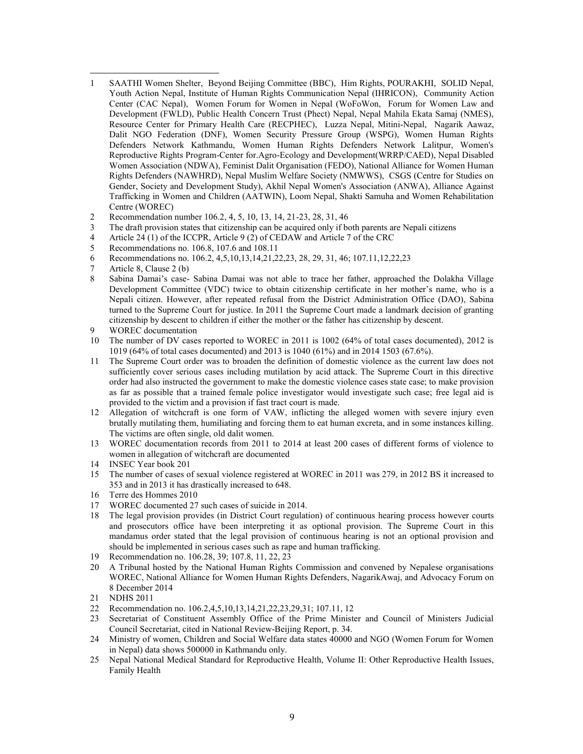---

1 SAATHI Women Shelter, Beyond Beijing Committee (BBC), Him Rights, POURAKHI, SOLID Nepal, Youth Action Nepal, Institute of Human Rights Communication Nepal (IHRICON), Community Action Center (CAC Nepal), Women Forum for Women in Nepal (WoFoWon, Forum for Women Law and Development (FWLD), Public Health Concern Trust (Phect) Nepal, Nepal Mahila Ekata Samaj (NMES), Resource Center for Primary Health Care (RECPHEC), Luzza Nepal, Mitini-Nepal, Nagarik Aawaz, Dalit NGO Federation (DNF), Women Security Pressure Group (WSPG), Women Human Rights Defenders Network Kathmandu, Women Human Rights Defenders Network Lalitpur, Women's Reproductive Rights Program-Center for.Agro-Ecology and Development(WRRP/CAED), Nepal Disabled Women Association (NDWA), Feminist Dalit Organisation (FEDO), National Alliance for Women Human Rights Defenders (NAWHRD), Nepal Muslim Welfare Society (NMWWS), CSGS (Centre for Studies on Gender, Society and Development Study), Akhil Nepal Women's Association (ANWA), Alliance Against Trafficking in Women and Children (AATWIN), Loom Nepal, Shakti Samuha and Women Rehabilitation Centre (WOREC)

2 Recommendation number 106.2, 4, 5, 10, 13, 14, 21-23, 28, 31, 46

3 The draft provision states that citizenship can be acquired only if both parents are Nepali citizens

4 Article 24 (1) of the ICCPR, Article 9 (2) of CEDAW and Article 7 of the CRC

5 Recommendations no. 106.8, 107.6 and 108.11

6 Recommendations no. 106.2, 4,5,10,13,14,21,22,23, 28, 29, 31, 46; 107.11,12,22,23

7 Article 8, Clause 2 (b)

8 Sabina Damai's case- Sabina Damai was not able to trace her father, approached the Dolakha Village Development Committee (VDC) twice to obtain citizenship certificate in her mother's name, who is a Nepali citizen. However, after repeated refusal from the District Administration Office (DAO), Sabina turned to the Supreme Court for justice. In 2011 the Supreme Court made a landmark decision of granting citizenship by descent to children if either the mother or the father has citizenship by descent.

9 WOREC documentation

10 The number of DV cases reported to WOREC in 2011 is 1002 (64% of total cases documented), 2012 is 1019 (64% of total cases documented) and 2013 is 1040 (61%) and in 2014 1503 (67.6%).

11 The Supreme Court order was to broaden the definition of domestic violence as the current law does not sufficiently cover serious cases including mutilation by acid attack. The Supreme Court in this directive order had also instructed the government to make the domestic violence cases state case; to make provision as far as possible that a trained female police investigator would investigate such case; free legal aid is provided to the victim and a provision if fast tract court is made.

12 Allegation of witchcraft is one form of VAW, inflicting the alleged women with severe injury even brutally mutilating them, humiliating and forcing them to eat human excreta, and in some instances killing. The victims are often single, old dalit women.

13 WOREC documentation records from 2011 to 2014 at least 200 cases of different forms of violence to women in allegation of witchcraft are documented

14 INSEC Year book 201

15 The number of cases of sexual violence registered at WOREC in 2011 was 279, in 2012 BS it increased to 353 and in 2013 it has drastically increased to 648.

16 Terre des Hommes 2010

17 WOREC documented 27 such cases of suicide in 2014.

18 The legal provision provides (in District Court regulation) of continuous hearing process however courts and prosecutors office have been interpreting it as optional provision. The Supreme Court in this mandamus order stated that the legal provision of continuous hearing is not an optional provision and should be implemented in serious cases such as rape and human trafficking.

19 Recommendation no. 106.28, 39; 107.8, 11, 22, 23

20 A Tribunal hosted by the National Human Rights Commission and convened by Nepalese organisations WOREC, National Alliance for Women Human Rights Defenders, NagarikAwaj, and Advocacy Forum on 8 December 2014

21 NDHS 2011

22 Recommendation no. 106.2,4,5,10,13,14,21,22,23,29,31; 107.11, 12

23 Secretariat of Constituent Assembly Office of the Prime Minister and Council of Ministers Judicial Council Secretariat, cited in National Review-Beijing Report, p. 34.

24 Ministry of women, Children and Social Welfare data states 40000 and NGO (Women Forum for Women in Nepal) data shows 500000 in Kathmandu only.

25 Nepal National Medical Standard for Reproductive Health, Volume II: Other Reproductive Health Issues, Family Health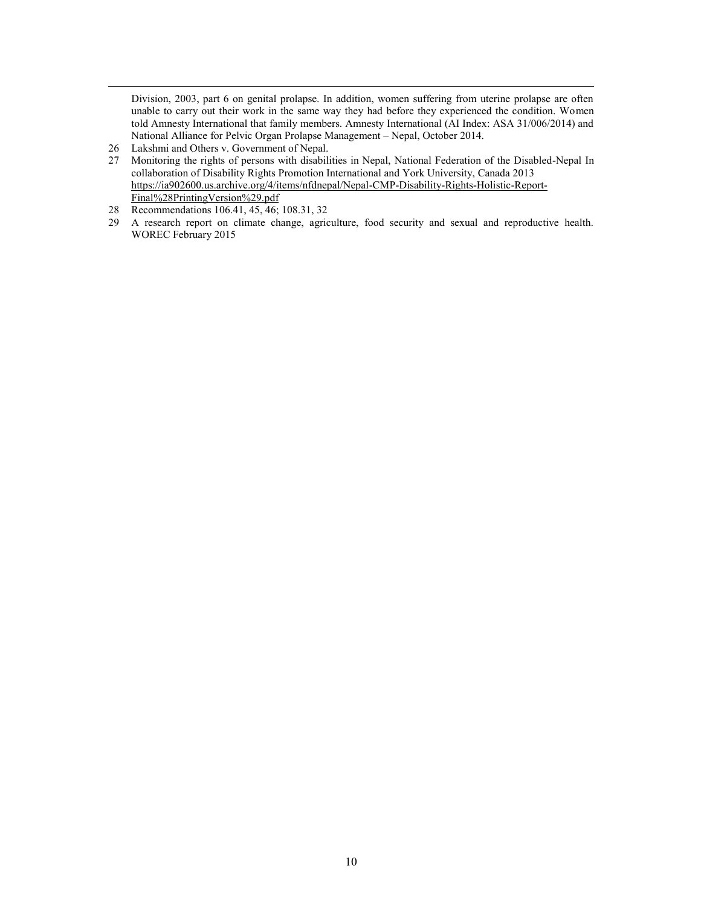Division, 2003, part 6 on genital prolapse. In addition, women suffering from uterine prolapse are often unable to carry out their work in the same way they had before they experienced the condition. Women told Amnesty International that family members. Amnesty International (AI Index: ASA 31/006/2014) and National Alliance for Pelvic Organ Prolapse Management – Nepal, October 2014.

26 Lakshmi and Others v. Government of Nepal.

27 Monitoring the rights of persons with disabilities in Nepal, National Federation of the Disabled-Nepal In collaboration of Disability Rights Promotion International and York University, Canada 2013 https://ia902600.us.archive.org/4/items/nfdnepal/Nepal-CMP-Disability-Rights-Holistic-Report-Final%28PrintingVersion%29.pdf

28 Recommendations 106.41, 45, 46; 108.31, 32

29 A research report on climate change, agriculture, food security and sexual and reproductive health. WOREC February 2015